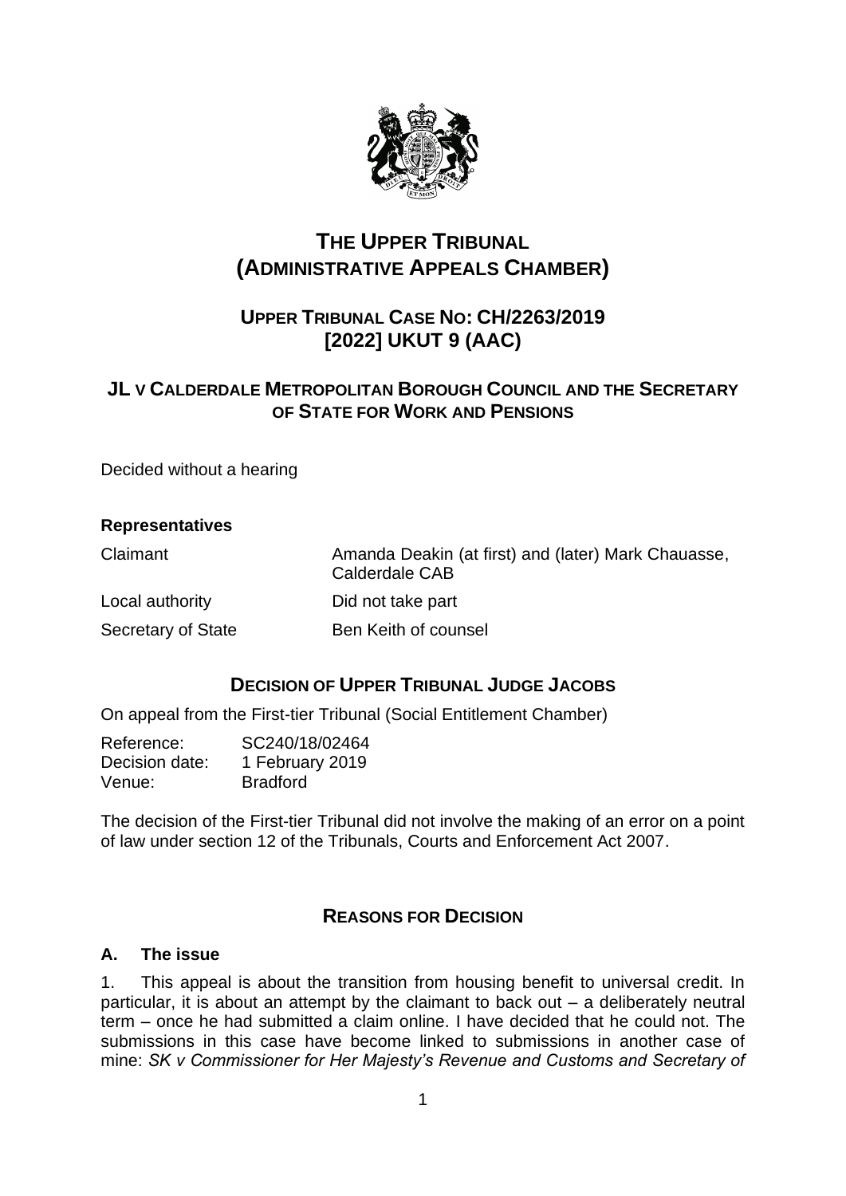# THE UPPER TRIBUNAL (ADMINISTRATIVE APPEALS CHAMBER)

## UPPER TRIBUNAL CASE NO: CH/2263/2019 [2022] UKUT 9 (AAC)

## JL V CALDERDALE METROPOLITAN BOROUGH COUNCIL AND THE SECRETARY OF STATE FOR WORK AND PENSIONS

Decided without a hearing

**Representatives**

| | |
|---|---|
| Claimant | Amanda Deakin (at first) and (later) Mark Chauasse, Calderdale CAB |
| Local authority | Did not take part |
| Secretary of State | Ben Keith of counsel |

## DECISION OF UPPER TRIBUNAL JUDGE JACOBS

On appeal from the First-tier Tribunal (Social Entitlement Chamber)

| | |
|---|---|
| Reference: | SC240/18/02464 |
| Decision date: | 1 February 2019 |
| Venue: | Bradford |

The decision of the First-tier Tribunal did not involve the making of an error on a point of law under section 12 of the Tribunals, Courts and Enforcement Act 2007.

## REASONS FOR DECISION

### A. The issue

1. This appeal is about the transition from housing benefit to universal credit. In particular, it is about an attempt by the claimant to back out – a deliberately neutral term – once he had submitted a claim online. I have decided that he could not. The submissions in this case have become linked to submissions in another case of mine: *SK v Commissioner for Her Majesty's Revenue and Customs and Secretary of*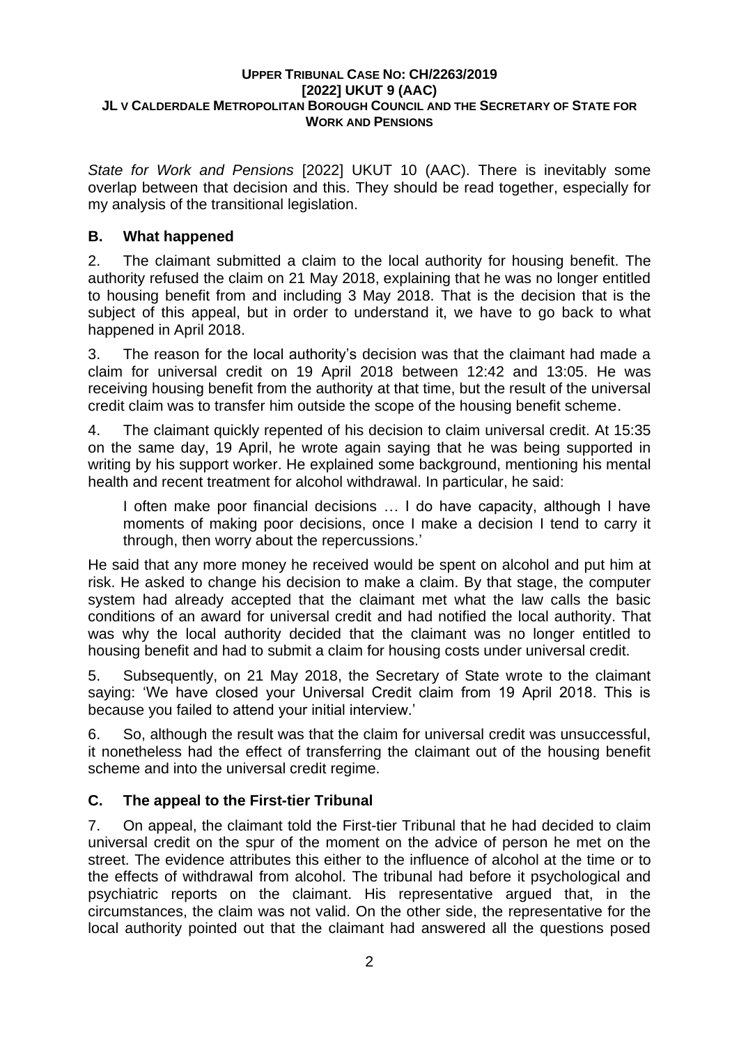*State for Work and Pensions* [2022] UKUT 10 (AAC). There is inevitably some overlap between that decision and this. They should be read together, especially for my analysis of the transitional legislation.

## B. What happened

2. The claimant submitted a claim to the local authority for housing benefit. The authority refused the claim on 21 May 2018, explaining that he was no longer entitled to housing benefit from and including 3 May 2018. That is the decision that is the subject of this appeal, but in order to understand it, we have to go back to what happened in April 2018.

3. The reason for the local authority's decision was that the claimant had made a claim for universal credit on 19 April 2018 between 12:42 and 13:05. He was receiving housing benefit from the authority at that time, but the result of the universal credit claim was to transfer him outside the scope of the housing benefit scheme.

4. The claimant quickly repented of his decision to claim universal credit. At 15:35 on the same day, 19 April, he wrote again saying that he was being supported in writing by his support worker. He explained some background, mentioning his mental health and recent treatment for alcohol withdrawal. In particular, he said:

> I often make poor financial decisions … I do have capacity, although I have moments of making poor decisions, once I make a decision I tend to carry it through, then worry about the repercussions.'

He said that any more money he received would be spent on alcohol and put him at risk. He asked to change his decision to make a claim. By that stage, the computer system had already accepted that the claimant met what the law calls the basic conditions of an award for universal credit and had notified the local authority. That was why the local authority decided that the claimant was no longer entitled to housing benefit and had to submit a claim for housing costs under universal credit.

5. Subsequently, on 21 May 2018, the Secretary of State wrote to the claimant saying: 'We have closed your Universal Credit claim from 19 April 2018. This is because you failed to attend your initial interview.'

6. So, although the result was that the claim for universal credit was unsuccessful, it nonetheless had the effect of transferring the claimant out of the housing benefit scheme and into the universal credit regime.

## C. The appeal to the First-tier Tribunal

7. On appeal, the claimant told the First-tier Tribunal that he had decided to claim universal credit on the spur of the moment on the advice of person he met on the street. The evidence attributes this either to the influence of alcohol at the time or to the effects of withdrawal from alcohol. The tribunal had before it psychological and psychiatric reports on the claimant. His representative argued that, in the circumstances, the claim was not valid. On the other side, the representative for the local authority pointed out that the claimant had answered all the questions posed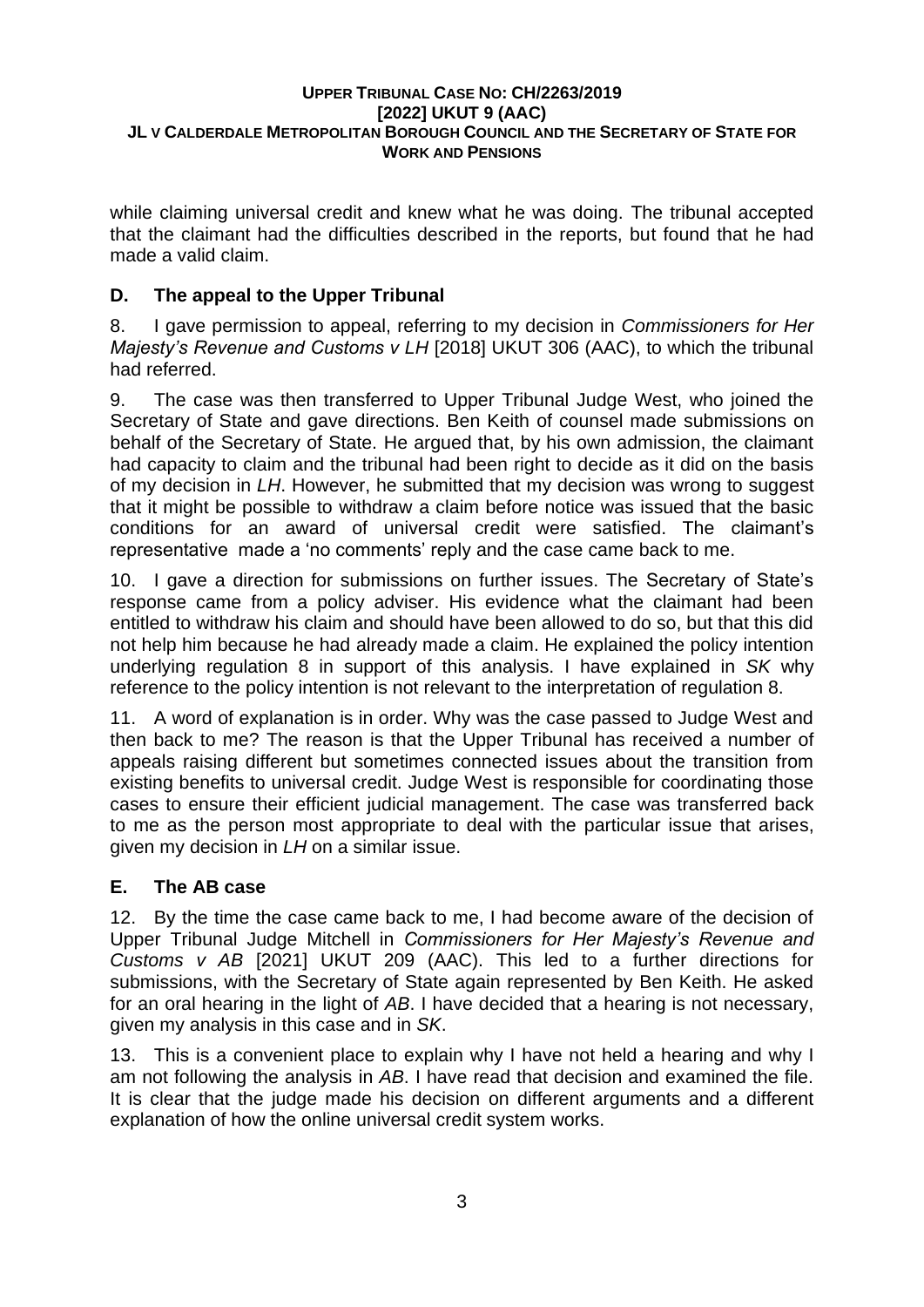while claiming universal credit and knew what he was doing. The tribunal accepted that the claimant had the difficulties described in the reports, but found that he had made a valid claim.

## D. The appeal to the Upper Tribunal

8. I gave permission to appeal, referring to my decision in *Commissioners for Her Majesty's Revenue and Customs v LH* [2018] UKUT 306 (AAC), to which the tribunal had referred.

9. The case was then transferred to Upper Tribunal Judge West, who joined the Secretary of State and gave directions. Ben Keith of counsel made submissions on behalf of the Secretary of State. He argued that, by his own admission, the claimant had capacity to claim and the tribunal had been right to decide as it did on the basis of my decision in *LH*. However, he submitted that my decision was wrong to suggest that it might be possible to withdraw a claim before notice was issued that the basic conditions for an award of universal credit were satisfied. The claimant's representative made a 'no comments' reply and the case came back to me.

10. I gave a direction for submissions on further issues. The Secretary of State's response came from a policy adviser. His evidence what the claimant had been entitled to withdraw his claim and should have been allowed to do so, but that this did not help him because he had already made a claim. He explained the policy intention underlying regulation 8 in support of this analysis. I have explained in *SK* why reference to the policy intention is not relevant to the interpretation of regulation 8.

11. A word of explanation is in order. Why was the case passed to Judge West and then back to me? The reason is that the Upper Tribunal has received a number of appeals raising different but sometimes connected issues about the transition from existing benefits to universal credit. Judge West is responsible for coordinating those cases to ensure their efficient judicial management. The case was transferred back to me as the person most appropriate to deal with the particular issue that arises, given my decision in *LH* on a similar issue.

## E. The AB case

12. By the time the case came back to me, I had become aware of the decision of Upper Tribunal Judge Mitchell in *Commissioners for Her Majesty's Revenue and Customs v AB* [2021] UKUT 209 (AAC). This led to a further directions for submissions, with the Secretary of State again represented by Ben Keith. He asked for an oral hearing in the light of *AB*. I have decided that a hearing is not necessary, given my analysis in this case and in *SK*.

13. This is a convenient place to explain why I have not held a hearing and why I am not following the analysis in *AB*. I have read that decision and examined the file. It is clear that the judge made his decision on different arguments and a different explanation of how the online universal credit system works.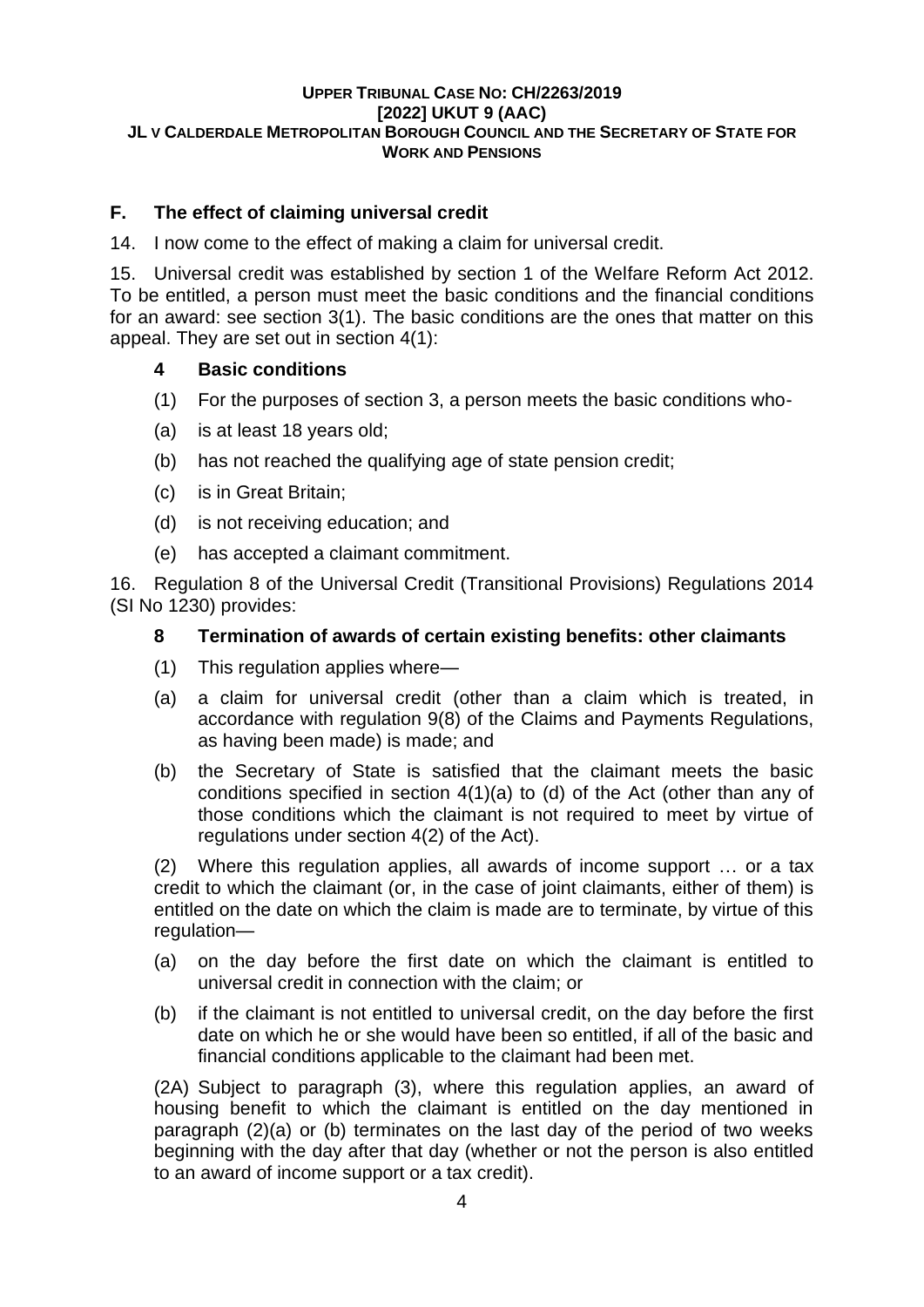## F. The effect of claiming universal credit

14. I now come to the effect of making a claim for universal credit.

15. Universal credit was established by section 1 of the Welfare Reform Act 2012. To be entitled, a person must meet the basic conditions and the financial conditions for an award: see section 3(1). The basic conditions are the ones that matter on this appeal. They are set out in section 4(1):

> **4 Basic conditions**
>
> (1) For the purposes of section 3, a person meets the basic conditions who-
>
> (a) is at least 18 years old;
>
> (b) has not reached the qualifying age of state pension credit;
>
> (c) is in Great Britain;
>
> (d) is not receiving education; and
>
> (e) has accepted a claimant commitment.

16. Regulation 8 of the Universal Credit (Transitional Provisions) Regulations 2014 (SI No 1230) provides:

> **8 Termination of awards of certain existing benefits: other claimants**
>
> (1) This regulation applies where—
>
> (a) a claim for universal credit (other than a claim which is treated, in accordance with regulation 9(8) of the Claims and Payments Regulations, as having been made) is made; and
>
> (b) the Secretary of State is satisfied that the claimant meets the basic conditions specified in section 4(1)(a) to (d) of the Act (other than any of those conditions which the claimant is not required to meet by virtue of regulations under section 4(2) of the Act).
>
> (2) Where this regulation applies, all awards of income support … or a tax credit to which the claimant (or, in the case of joint claimants, either of them) is entitled on the date on which the claim is made are to terminate, by virtue of this regulation—
>
> (a) on the day before the first date on which the claimant is entitled to universal credit in connection with the claim; or
>
> (b) if the claimant is not entitled to universal credit, on the day before the first date on which he or she would have been so entitled, if all of the basic and financial conditions applicable to the claimant had been met.
>
> (2A) Subject to paragraph (3), where this regulation applies, an award of housing benefit to which the claimant is entitled on the day mentioned in paragraph (2)(a) or (b) terminates on the last day of the period of two weeks beginning with the day after that day (whether or not the person is also entitled to an award of income support or a tax credit).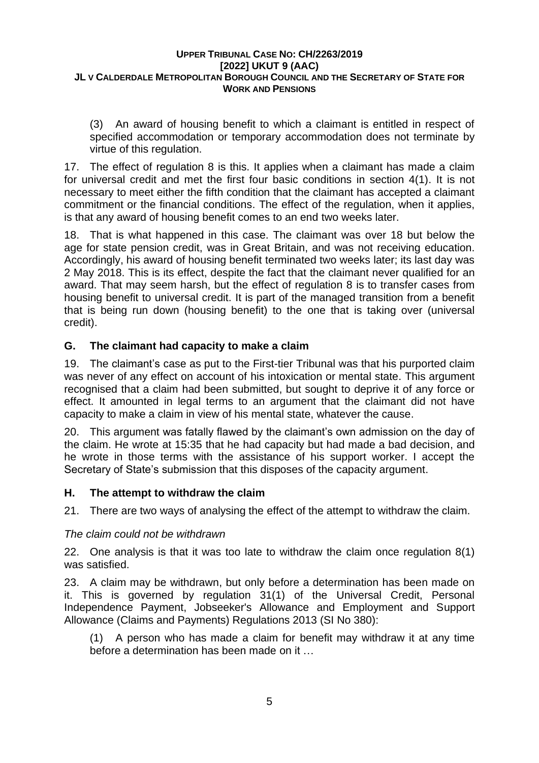(3) An award of housing benefit to which a claimant is entitled in respect of specified accommodation or temporary accommodation does not terminate by virtue of this regulation.

17. The effect of regulation 8 is this. It applies when a claimant has made a claim for universal credit and met the first four basic conditions in section 4(1). It is not necessary to meet either the fifth condition that the claimant has accepted a claimant commitment or the financial conditions. The effect of the regulation, when it applies, is that any award of housing benefit comes to an end two weeks later.

18. That is what happened in this case. The claimant was over 18 but below the age for state pension credit, was in Great Britain, and was not receiving education. Accordingly, his award of housing benefit terminated two weeks later; its last day was 2 May 2018. This is its effect, despite the fact that the claimant never qualified for an award. That may seem harsh, but the effect of regulation 8 is to transfer cases from housing benefit to universal credit. It is part of the managed transition from a benefit that is being run down (housing benefit) to the one that is taking over (universal credit).

## G. The claimant had capacity to make a claim

19. The claimant's case as put to the First-tier Tribunal was that his purported claim was never of any effect on account of his intoxication or mental state. This argument recognised that a claim had been submitted, but sought to deprive it of any force or effect. It amounted in legal terms to an argument that the claimant did not have capacity to make a claim in view of his mental state, whatever the cause.

20. This argument was fatally flawed by the claimant's own admission on the day of the claim. He wrote at 15:35 that he had capacity but had made a bad decision, and he wrote in those terms with the assistance of his support worker. I accept the Secretary of State's submission that this disposes of the capacity argument.

## H. The attempt to withdraw the claim

21. There are two ways of analysing the effect of the attempt to withdraw the claim.

*The claim could not be withdrawn*

22. One analysis is that it was too late to withdraw the claim once regulation 8(1) was satisfied.

23. A claim may be withdrawn, but only before a determination has been made on it. This is governed by regulation 31(1) of the Universal Credit, Personal Independence Payment, Jobseeker's Allowance and Employment and Support Allowance (Claims and Payments) Regulations 2013 (SI No 380):

(1) A person who has made a claim for benefit may withdraw it at any time before a determination has been made on it …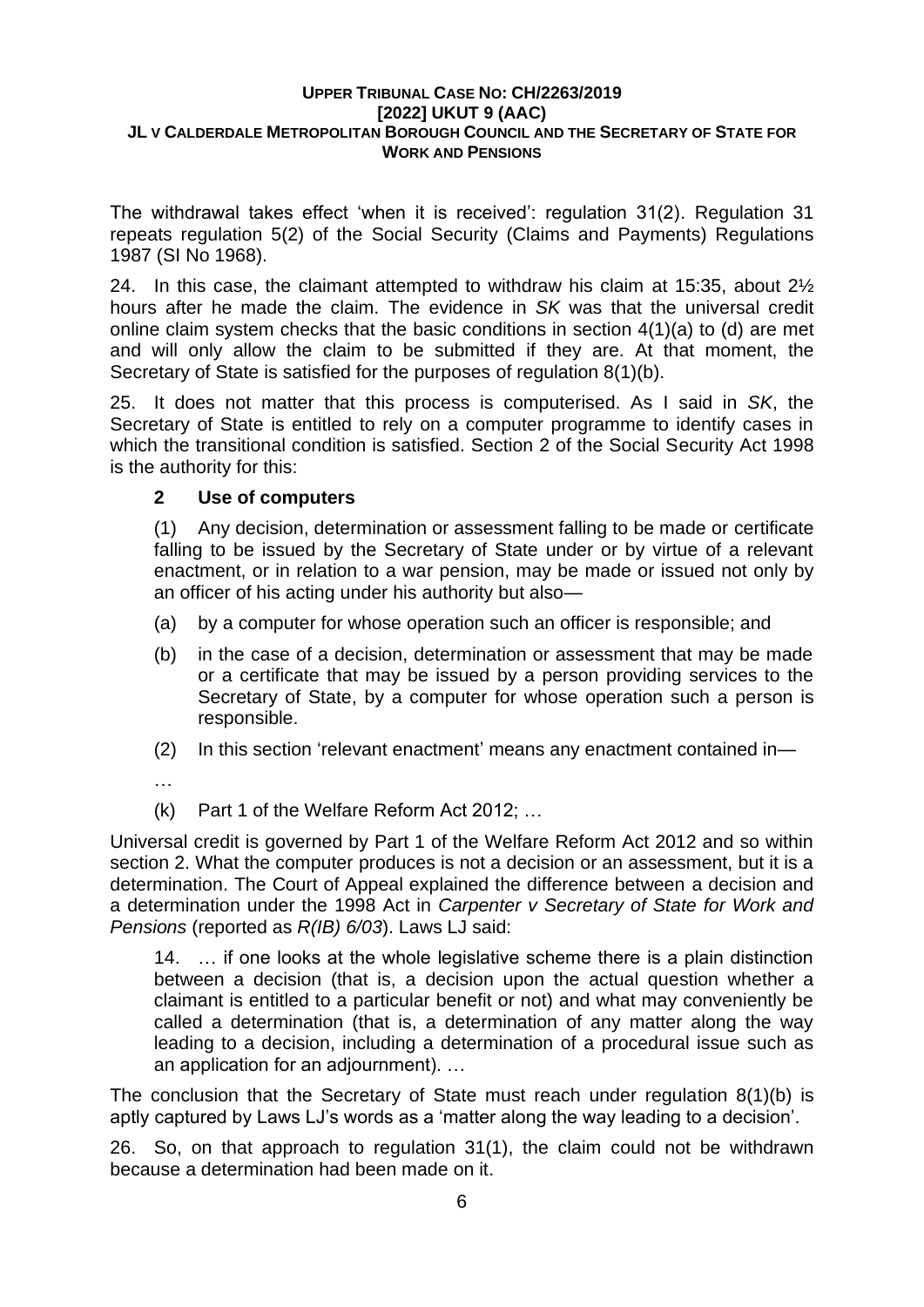The withdrawal takes effect 'when it is received': regulation 31(2). Regulation 31 repeats regulation 5(2) of the Social Security (Claims and Payments) Regulations 1987 (SI No 1968).

24. In this case, the claimant attempted to withdraw his claim at 15:35, about 2½ hours after he made the claim. The evidence in *SK* was that the universal credit online claim system checks that the basic conditions in section 4(1)(a) to (d) are met and will only allow the claim to be submitted if they are. At that moment, the Secretary of State is satisfied for the purposes of regulation 8(1)(b).

25. It does not matter that this process is computerised. As I said in *SK*, the Secretary of State is entitled to rely on a computer programme to identify cases in which the transitional condition is satisfied. Section 2 of the Social Security Act 1998 is the authority for this:

> **2 Use of computers**
>
> (1) Any decision, determination or assessment falling to be made or certificate falling to be issued by the Secretary of State under or by virtue of a relevant enactment, or in relation to a war pension, may be made or issued not only by an officer of his acting under his authority but also—
>
> (a) by a computer for whose operation such an officer is responsible; and
>
> (b) in the case of a decision, determination or assessment that may be made or a certificate that may be issued by a person providing services to the Secretary of State, by a computer for whose operation such a person is responsible.
>
> (2) In this section 'relevant enactment' means any enactment contained in—
>
> …
>
> (k) Part 1 of the Welfare Reform Act 2012; …

Universal credit is governed by Part 1 of the Welfare Reform Act 2012 and so within section 2. What the computer produces is not a decision or an assessment, but it is a determination. The Court of Appeal explained the difference between a decision and a determination under the 1998 Act in *Carpenter v Secretary of State for Work and Pensions* (reported as *R(IB) 6/03*). Laws LJ said:

> 14. … if one looks at the whole legislative scheme there is a plain distinction between a decision (that is, a decision upon the actual question whether a claimant is entitled to a particular benefit or not) and what may conveniently be called a determination (that is, a determination of any matter along the way leading to a decision, including a determination of a procedural issue such as an application for an adjournment). …

The conclusion that the Secretary of State must reach under regulation 8(1)(b) is aptly captured by Laws LJ's words as a 'matter along the way leading to a decision'.

26. So, on that approach to regulation 31(1), the claim could not be withdrawn because a determination had been made on it.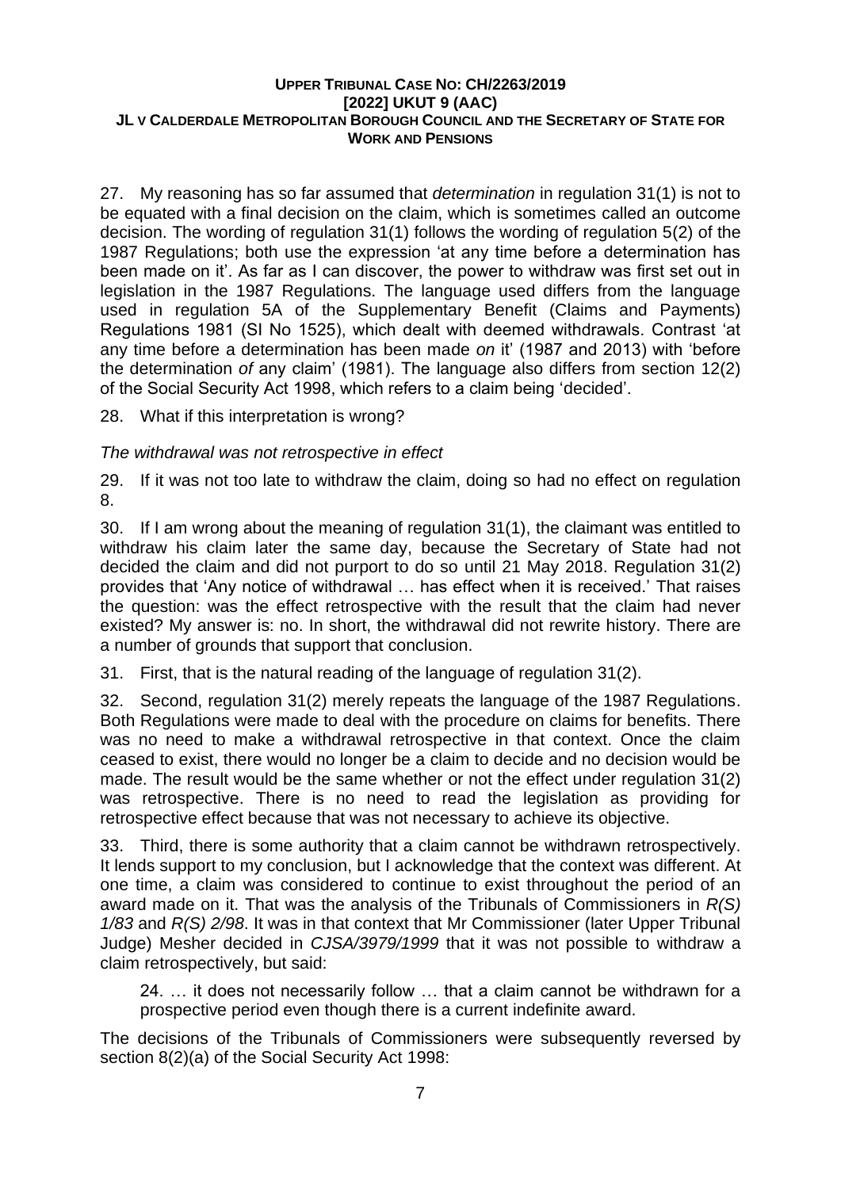27. My reasoning has so far assumed that *determination* in regulation 31(1) is not to be equated with a final decision on the claim, which is sometimes called an outcome decision. The wording of regulation 31(1) follows the wording of regulation 5(2) of the 1987 Regulations; both use the expression 'at any time before a determination has been made on it'. As far as I can discover, the power to withdraw was first set out in legislation in the 1987 Regulations. The language used differs from the language used in regulation 5A of the Supplementary Benefit (Claims and Payments) Regulations 1981 (SI No 1525), which dealt with deemed withdrawals. Contrast 'at any time before a determination has been made *on* it' (1987 and 2013) with 'before the determination *of* any claim' (1981). The language also differs from section 12(2) of the Social Security Act 1998, which refers to a claim being 'decided'.

28. What if this interpretation is wrong?

*The withdrawal was not retrospective in effect*

29. If it was not too late to withdraw the claim, doing so had no effect on regulation 8.

30. If I am wrong about the meaning of regulation 31(1), the claimant was entitled to withdraw his claim later the same day, because the Secretary of State had not decided the claim and did not purport to do so until 21 May 2018. Regulation 31(2) provides that 'Any notice of withdrawal … has effect when it is received.' That raises the question: was the effect retrospective with the result that the claim had never existed? My answer is: no. In short, the withdrawal did not rewrite history. There are a number of grounds that support that conclusion.

31. First, that is the natural reading of the language of regulation 31(2).

32. Second, regulation 31(2) merely repeats the language of the 1987 Regulations. Both Regulations were made to deal with the procedure on claims for benefits. There was no need to make a withdrawal retrospective in that context. Once the claim ceased to exist, there would no longer be a claim to decide and no decision would be made. The result would be the same whether or not the effect under regulation 31(2) was retrospective. There is no need to read the legislation as providing for retrospective effect because that was not necessary to achieve its objective.

33. Third, there is some authority that a claim cannot be withdrawn retrospectively. It lends support to my conclusion, but I acknowledge that the context was different. At one time, a claim was considered to continue to exist throughout the period of an award made on it. That was the analysis of the Tribunals of Commissioners in *R(S) 1/83* and *R(S) 2/98*. It was in that context that Mr Commissioner (later Upper Tribunal Judge) Mesher decided in *CJSA/3979/1999* that it was not possible to withdraw a claim retrospectively, but said:

> 24. … it does not necessarily follow … that a claim cannot be withdrawn for a prospective period even though there is a current indefinite award.

The decisions of the Tribunals of Commissioners were subsequently reversed by section 8(2)(a) of the Social Security Act 1998: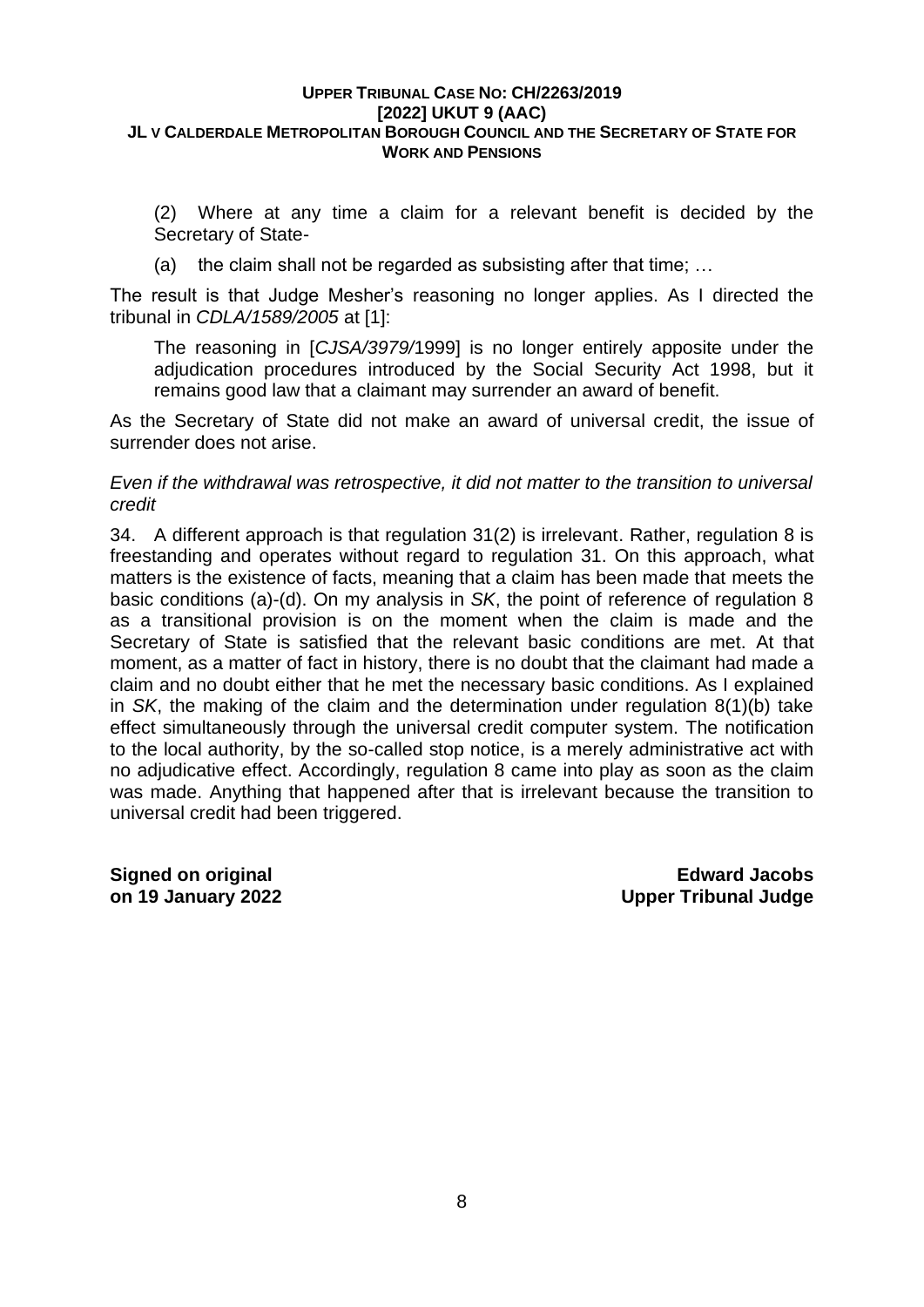(2) Where at any time a claim for a relevant benefit is decided by the Secretary of State-

(a) the claim shall not be regarded as subsisting after that time; …

The result is that Judge Mesher's reasoning no longer applies. As I directed the tribunal in *CDLA/1589/2005* at [1]:

The reasoning in [*CJSA/3979/*1999] is no longer entirely apposite under the adjudication procedures introduced by the Social Security Act 1998, but it remains good law that a claimant may surrender an award of benefit.

As the Secretary of State did not make an award of universal credit, the issue of surrender does not arise.

*Even if the withdrawal was retrospective, it did not matter to the transition to universal credit*

34. A different approach is that regulation 31(2) is irrelevant. Rather, regulation 8 is freestanding and operates without regard to regulation 31. On this approach, what matters is the existence of facts, meaning that a claim has been made that meets the basic conditions (a)-(d). On my analysis in *SK*, the point of reference of regulation 8 as a transitional provision is on the moment when the claim is made and the Secretary of State is satisfied that the relevant basic conditions are met. At that moment, as a matter of fact in history, there is no doubt that the claimant had made a claim and no doubt either that he met the necessary basic conditions. As I explained in *SK*, the making of the claim and the determination under regulation 8(1)(b) take effect simultaneously through the universal credit computer system. The notification to the local authority, by the so-called stop notice, is a merely administrative act with no adjudicative effect. Accordingly, regulation 8 came into play as soon as the claim was made. Anything that happened after that is irrelevant because the transition to universal credit had been triggered.

**Signed on original**
**on 19 January 2022**

**Edward Jacobs**
**Upper Tribunal Judge**